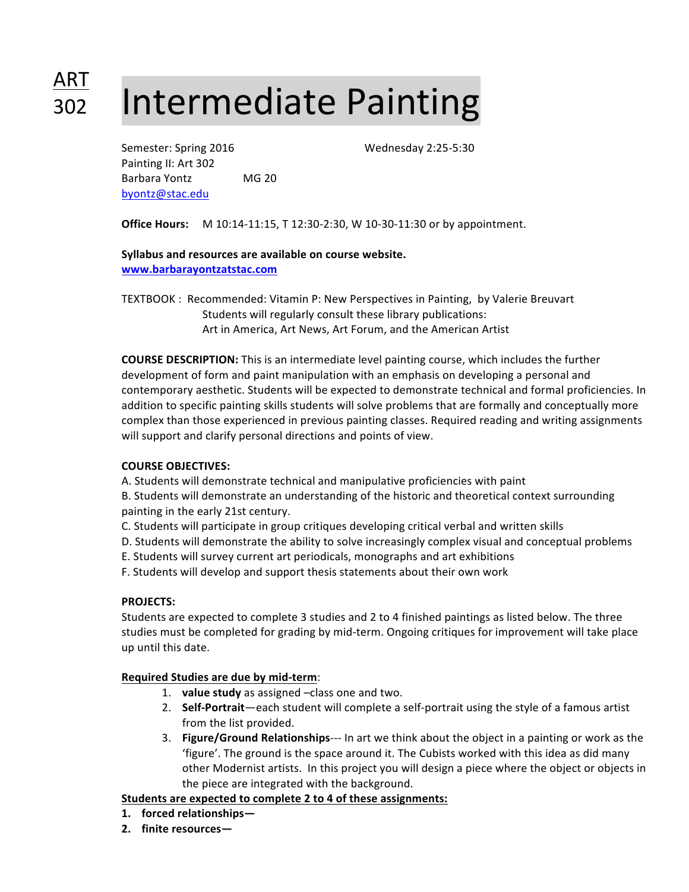ART 302

# Intermediate Painting

Semester: Spring 2016 Wednesday 2:25-5:30
Painting II: Art 302
Barbara Yontz MG 20
byontz@stac.edu

**Office Hours:** M 10:14-11:15, T 12:30-2:30, W 10-30-11:30 or by appointment.

**Syllabus and resources are available on course website.**
**www.barbarayontzatstac.com**

TEXTBOOK : Recommended: Vitamin P: New Perspectives in Painting, by Valerie Breuvart
Students will regularly consult these library publications:
Art in America, Art News, Art Forum, and the American Artist

**COURSE DESCRIPTION:** This is an intermediate level painting course, which includes the further development of form and paint manipulation with an emphasis on developing a personal and contemporary aesthetic. Students will be expected to demonstrate technical and formal proficiencies. In addition to specific painting skills students will solve problems that are formally and conceptually more complex than those experienced in previous painting classes. Required reading and writing assignments will support and clarify personal directions and points of view.

**COURSE OBJECTIVES:**

A. Students will demonstrate technical and manipulative proficiencies with paint
B. Students will demonstrate an understanding of the historic and theoretical context surrounding painting in the early 21st century.
C. Students will participate in group critiques developing critical verbal and written skills
D. Students will demonstrate the ability to solve increasingly complex visual and conceptual problems
E. Students will survey current art periodicals, monographs and art exhibitions
F. Students will develop and support thesis statements about their own work

**PROJECTS:**

Students are expected to complete 3 studies and 2 to 4 finished paintings as listed below. The three studies must be completed for grading by mid-term. Ongoing critiques for improvement will take place up until this date.

**Required Studies are due by mid-term**:

1. **value study** as assigned –class one and two.
2. **Self-Portrait**—each student will complete a self-portrait using the style of a famous artist from the list provided.
3. **Figure/Ground Relationships**--- In art we think about the object in a painting or work as the 'figure'. The ground is the space around it. The Cubists worked with this idea as did many other Modernist artists. In this project you will design a piece where the object or objects in the piece are integrated with the background.

**Students are expected to complete 2 to 4 of these assignments:**

1. **forced relationships—**
2. **finite resources—**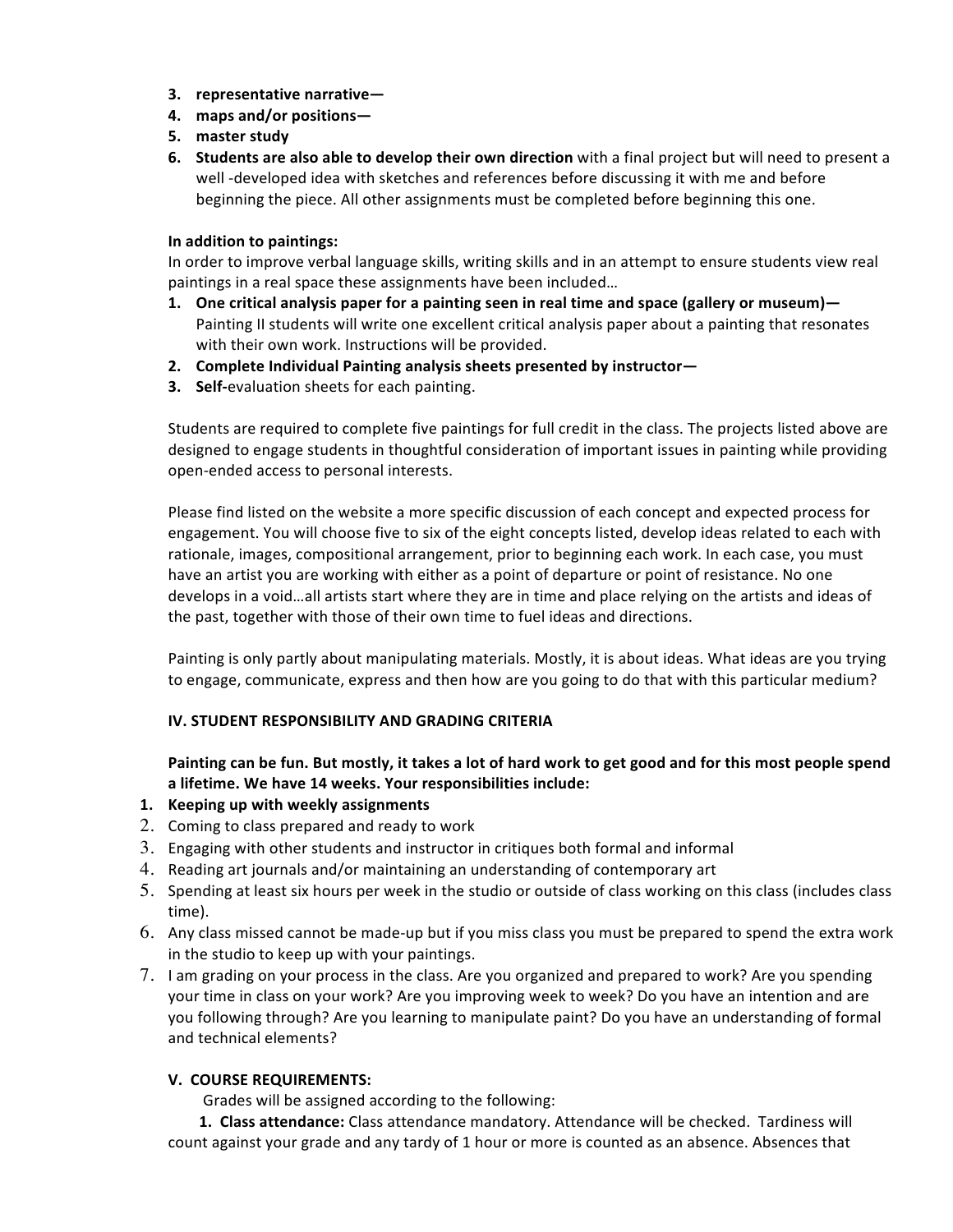3. **representative narrative—**
4. **maps and/or positions—**
5. **master study**
6. **Students are also able to develop their own direction** with a final project but will need to present a well -developed idea with sketches and references before discussing it with me and before beginning the piece. All other assignments must be completed before beginning this one.

**In addition to paintings:**

In order to improve verbal language skills, writing skills and in an attempt to ensure students view real paintings in a real space these assignments have been included…

1. **One critical analysis paper for a painting seen in real time and space (gallery or museum)—** Painting II students will write one excellent critical analysis paper about a painting that resonates with their own work. Instructions will be provided.
2. **Complete Individual Painting analysis sheets presented by instructor—**
3. **Self-**evaluation sheets for each painting.

Students are required to complete five paintings for full credit in the class. The projects listed above are designed to engage students in thoughtful consideration of important issues in painting while providing open-ended access to personal interests.

Please find listed on the website a more specific discussion of each concept and expected process for engagement. You will choose five to six of the eight concepts listed, develop ideas related to each with rationale, images, compositional arrangement, prior to beginning each work. In each case, you must have an artist you are working with either as a point of departure or point of resistance. No one develops in a void…all artists start where they are in time and place relying on the artists and ideas of the past, together with those of their own time to fuel ideas and directions.

Painting is only partly about manipulating materials. Mostly, it is about ideas. What ideas are you trying to engage, communicate, express and then how are you going to do that with this particular medium?

## IV. STUDENT RESPONSIBILITY AND GRADING CRITERIA

**Painting can be fun. But mostly, it takes a lot of hard work to get good and for this most people spend a lifetime. We have 14 weeks. Your responsibilities include:**

1. **Keeping up with weekly assignments**
2. Coming to class prepared and ready to work
3. Engaging with other students and instructor in critiques both formal and informal
4. Reading art journals and/or maintaining an understanding of contemporary art
5. Spending at least six hours per week in the studio or outside of class working on this class (includes class time).
6. Any class missed cannot be made-up but if you miss class you must be prepared to spend the extra work in the studio to keep up with your paintings.
7. I am grading on your process in the class. Are you organized and prepared to work? Are you spending your time in class on your work? Are you improving week to week? Do you have an intention and are you following through? Are you learning to manipulate paint? Do you have an understanding of formal and technical elements?

## V. COURSE REQUIREMENTS:

Grades will be assigned according to the following:

**1. Class attendance:** Class attendance mandatory. Attendance will be checked. Tardiness will count against your grade and any tardy of 1 hour or more is counted as an absence. Absences that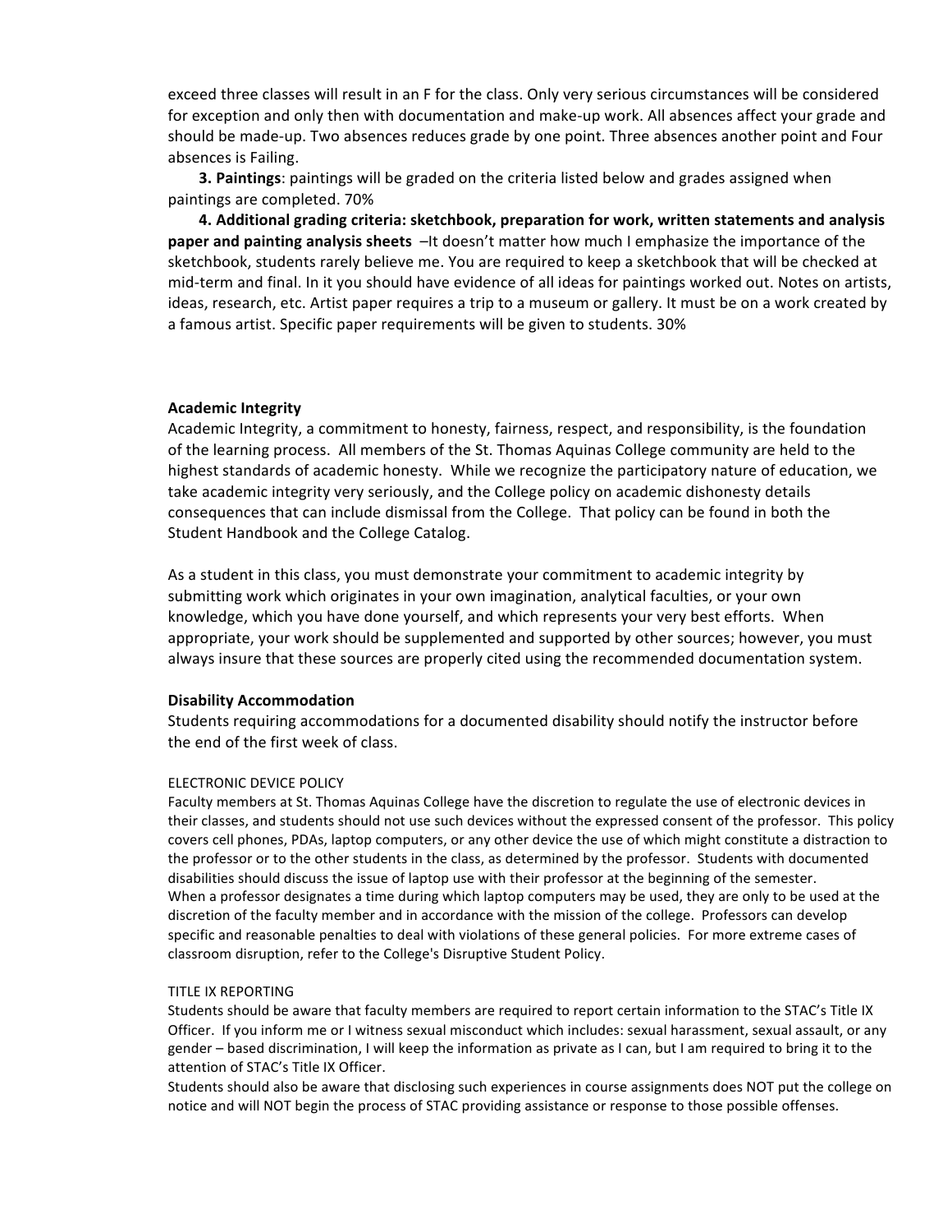exceed three classes will result in an F for the class. Only very serious circumstances will be considered for exception and only then with documentation and make-up work. All absences affect your grade and should be made-up. Two absences reduces grade by one point. Three absences another point and Four absences is Failing.

**3. Paintings**: paintings will be graded on the criteria listed below and grades assigned when paintings are completed. 70%

**4. Additional grading criteria: sketchbook, preparation for work, written statements and analysis paper and painting analysis sheets** –It doesn't matter how much I emphasize the importance of the sketchbook, students rarely believe me. You are required to keep a sketchbook that will be checked at mid-term and final. In it you should have evidence of all ideas for paintings worked out. Notes on artists, ideas, research, etc. Artist paper requires a trip to a museum or gallery. It must be on a work created by a famous artist. Specific paper requirements will be given to students. 30%

**Academic Integrity**

Academic Integrity, a commitment to honesty, fairness, respect, and responsibility, is the foundation of the learning process. All members of the St. Thomas Aquinas College community are held to the highest standards of academic honesty. While we recognize the participatory nature of education, we take academic integrity very seriously, and the College policy on academic dishonesty details consequences that can include dismissal from the College. That policy can be found in both the Student Handbook and the College Catalog.

As a student in this class, you must demonstrate your commitment to academic integrity by submitting work which originates in your own imagination, analytical faculties, or your own knowledge, which you have done yourself, and which represents your very best efforts. When appropriate, your work should be supplemented and supported by other sources; however, you must always insure that these sources are properly cited using the recommended documentation system.

**Disability Accommodation**

Students requiring accommodations for a documented disability should notify the instructor before the end of the first week of class.

ELECTRONIC DEVICE POLICY

Faculty members at St. Thomas Aquinas College have the discretion to regulate the use of electronic devices in their classes, and students should not use such devices without the expressed consent of the professor. This policy covers cell phones, PDAs, laptop computers, or any other device the use of which might constitute a distraction to the professor or to the other students in the class, as determined by the professor. Students with documented disabilities should discuss the issue of laptop use with their professor at the beginning of the semester.
When a professor designates a time during which laptop computers may be used, they are only to be used at the discretion of the faculty member and in accordance with the mission of the college. Professors can develop specific and reasonable penalties to deal with violations of these general policies. For more extreme cases of classroom disruption, refer to the College's Disruptive Student Policy.

TITLE IX REPORTING

Students should be aware that faculty members are required to report certain information to the STAC's Title IX Officer. If you inform me or I witness sexual misconduct which includes: sexual harassment, sexual assault, or any gender – based discrimination, I will keep the information as private as I can, but I am required to bring it to the attention of STAC's Title IX Officer.
Students should also be aware that disclosing such experiences in course assignments does NOT put the college on notice and will NOT begin the process of STAC providing assistance or response to those possible offenses.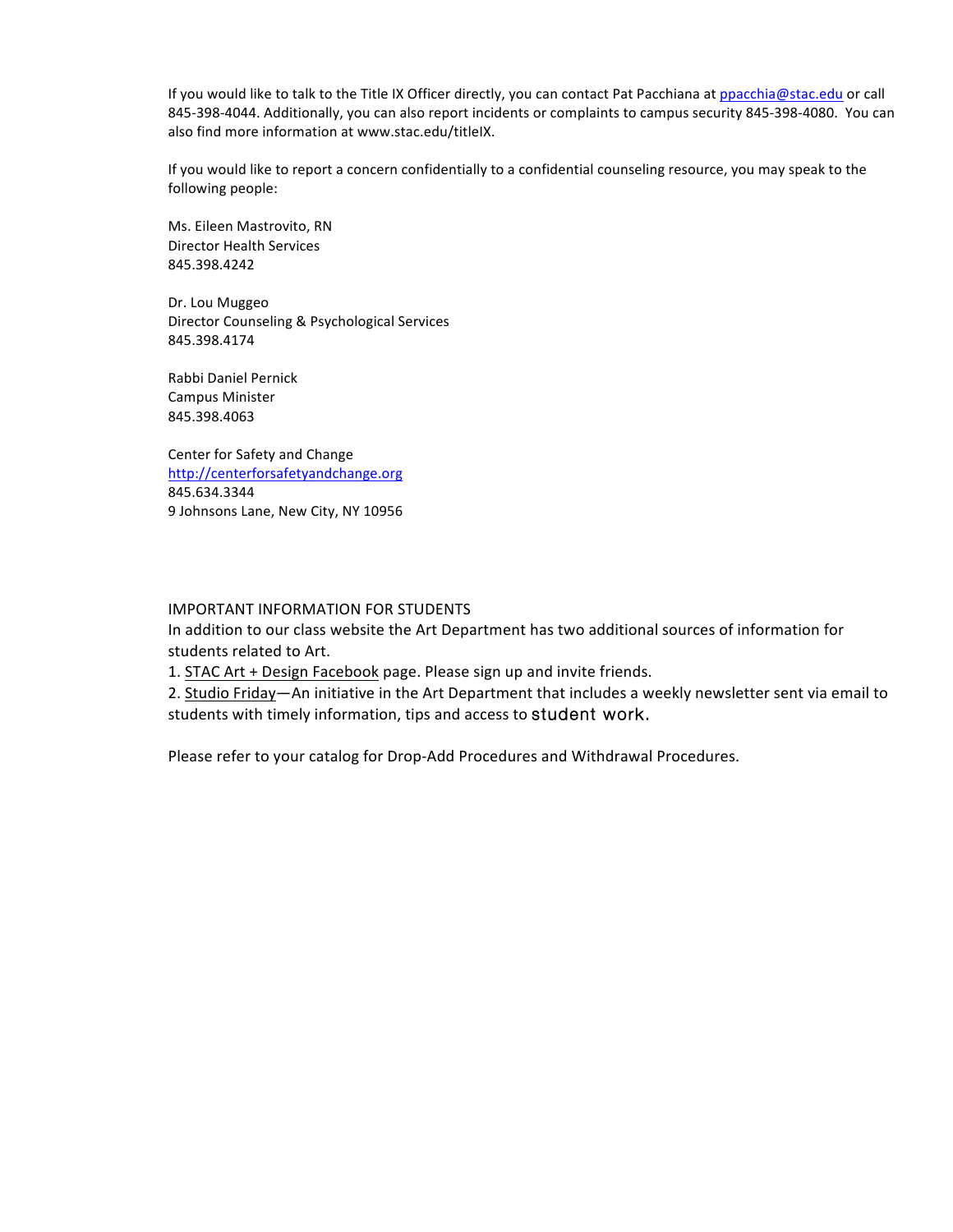If you would like to talk to the Title IX Officer directly, you can contact Pat Pacchiana at ppacchia@stac.edu or call 845-398-4044. Additionally, you can also report incidents or complaints to campus security 845-398-4080. You can also find more information at www.stac.edu/titleIX.

If you would like to report a concern confidentially to a confidential counseling resource, you may speak to the following people:

Ms. Eileen Mastrovito, RN
Director Health Services
845.398.4242

Dr. Lou Muggeo
Director Counseling & Psychological Services
845.398.4174

Rabbi Daniel Pernick
Campus Minister
845.398.4063

Center for Safety and Change
http://centerforsafetyandchange.org
845.634.3344
9 Johnsons Lane, New City, NY 10956

IMPORTANT INFORMATION FOR STUDENTS

In addition to our class website the Art Department has two additional sources of information for students related to Art.

1. STAC Art + Design Facebook page. Please sign up and invite friends.
2. Studio Friday—An initiative in the Art Department that includes a weekly newsletter sent via email to students with timely information, tips and access to student work.

Please refer to your catalog for Drop-Add Procedures and Withdrawal Procedures.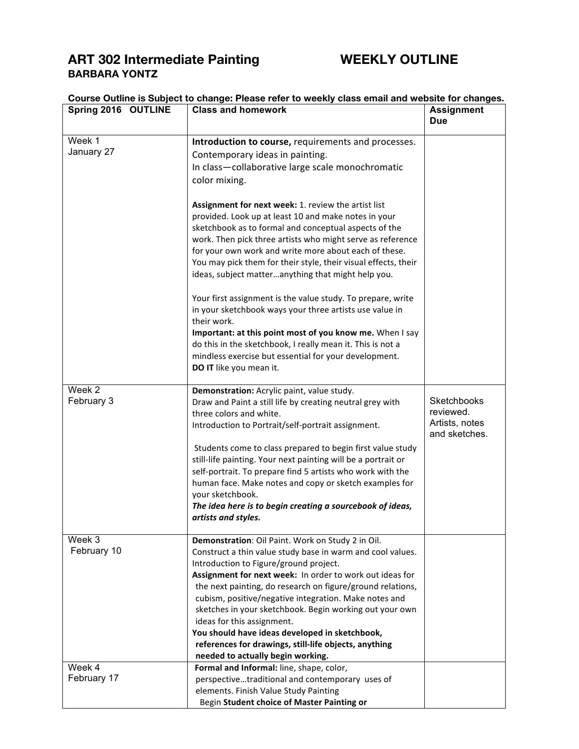# ART 302 Intermediate Painting WEEKLY OUTLINE

**BARBARA YONTZ**

**Course Outline is Subject to change: Please refer to weekly class email and website for changes.**

| Spring 2016 OUTLINE | Class and homework | Assignment Due |
|---|---|---|
| Week 1<br>January 27 | **Introduction to course,** requirements and processes.<br>Contemporary ideas in painting.<br>In class—collaborative large scale monochromatic color mixing.<br><br>**Assignment for next week:** 1. review the artist list provided. Look up at least 10 and make notes in your sketchbook as to formal and conceptual aspects of the work. Then pick three artists who might serve as reference for your own work and write more about each of these. You may pick them for their style, their visual effects, their ideas, subject matter…anything that might help you.<br><br>Your first assignment is the value study. To prepare, write in your sketchbook ways your three artists use value in their work.<br>**Important: at this point most of you know me.** When I say do this in the sketchbook, I really mean it. This is not a mindless exercise but essential for your development.<br>**DO IT** like you mean it. | |
| Week 2<br>February 3 | **Demonstration:** Acrylic paint, value study.<br>Draw and Paint a still life by creating neutral grey with three colors and white.<br>Introduction to Portrait/self-portrait assignment.<br><br>Students come to class prepared to begin first value study still-life painting. Your next painting will be a portrait or self-portrait. To prepare find 5 artists who work with the human face. Make notes and copy or sketch examples for your sketchbook.<br>***The idea here is to begin creating a sourcebook of ideas, artists and styles.*** | Sketchbooks reviewed.<br>Artists, notes and sketches. |
| Week 3<br>February 10 | **Demonstration**: Oil Paint. Work on Study 2 in Oil.<br>Construct a thin value study base in warm and cool values.<br>Introduction to Figure/ground project.<br>**Assignment for next week:** In order to work out ideas for the next painting, do research on figure/ground relations, cubism, positive/negative integration. Make notes and sketches in your sketchbook. Begin working out your own ideas for this assignment.<br>**You should have ideas developed in sketchbook, references for drawings, still-life objects, anything needed to actually begin working.** | |
| Week 4<br>February 17 | **Formal and Informal:** line, shape, color, perspective…traditional and contemporary uses of elements. Finish Value Study Painting<br>Begin **Student choice of Master Painting or** | |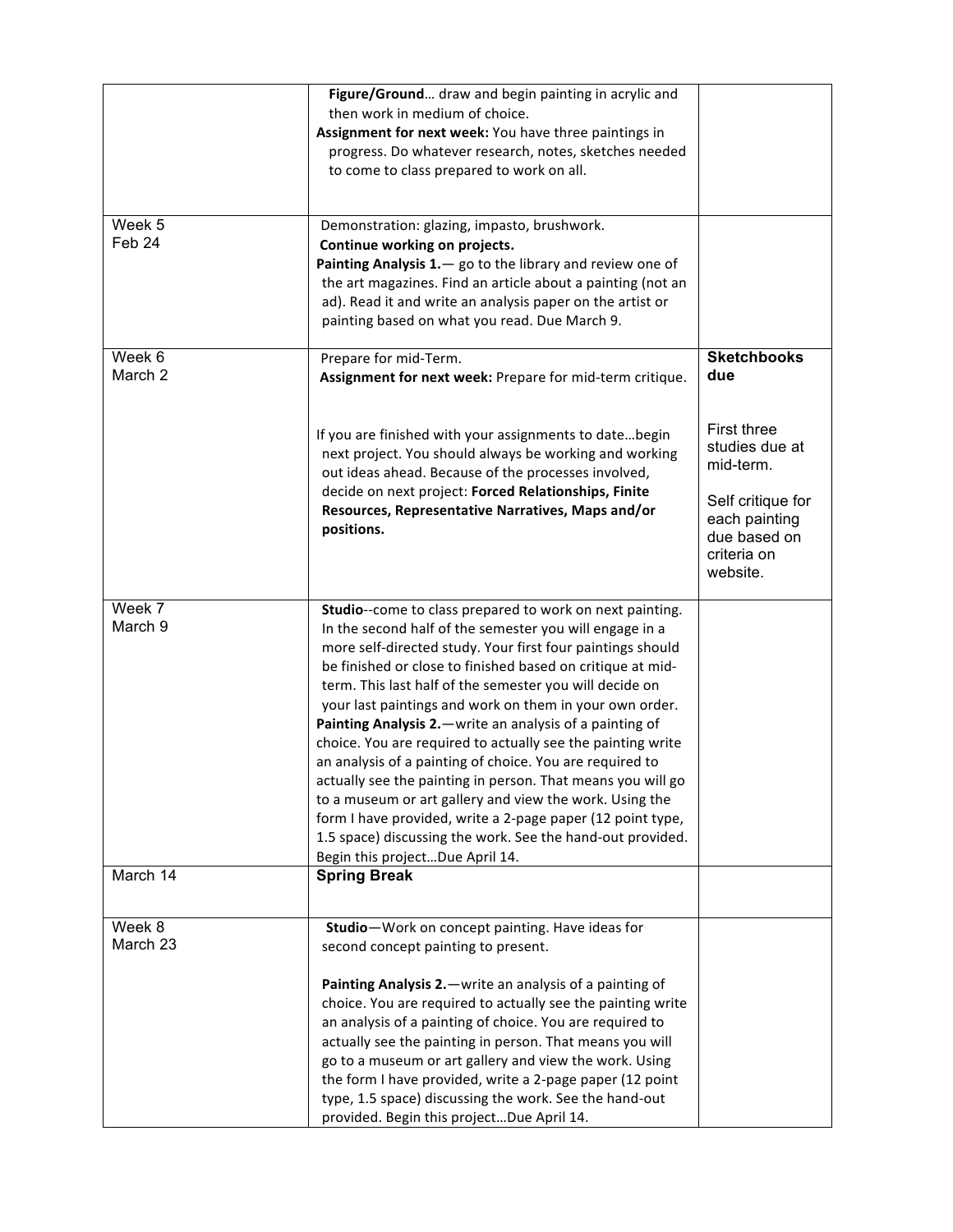| | | |
|---|---|---|
| | **Figure/Ground**… draw and begin painting in acrylic and then work in medium of choice.<br>**Assignment for next week:** You have three paintings in progress. Do whatever research, notes, sketches needed to come to class prepared to work on all. | |
| Week 5<br>Feb 24 | Demonstration: glazing, impasto, brushwork.<br>**Continue working on projects.**<br>**Painting Analysis 1.**— go to the library and review one of the art magazines. Find an article about a painting (not an ad). Read it and write an analysis paper on the artist or painting based on what you read. Due March 9. | |
| Week 6<br>March 2 | Prepare for mid-Term.<br>**Assignment for next week:** Prepare for mid-term critique.<br><br>If you are finished with your assignments to date…begin next project. You should always be working and working out ideas ahead. Because of the processes involved, decide on next project: **Forced Relationships, Finite Resources, Representative Narratives, Maps and/or positions.** | **Sketchbooks due**<br><br>First three studies due at mid-term.<br><br>Self critique for each painting due based on criteria on website. |
| Week 7<br>March 9 | **Studio**--come to class prepared to work on next painting. In the second half of the semester you will engage in a more self-directed study. Your first four paintings should be finished or close to finished based on critique at mid-term. This last half of the semester you will decide on your last paintings and work on them in your own order.<br>**Painting Analysis 2.**—write an analysis of a painting of choice. You are required to actually see the painting write an analysis of a painting of choice. You are required to actually see the painting in person. That means you will go to a museum or art gallery and view the work. Using the form I have provided, write a 2-page paper (12 point type, 1.5 space) discussing the work. See the hand-out provided. Begin this project…Due April 14. | |
| March 14 | **Spring Break** | |
| Week 8<br>March 23 | **Studio**—Work on concept painting. Have ideas for second concept painting to present.<br><br>**Painting Analysis 2.**—write an analysis of a painting of choice. You are required to actually see the painting write an analysis of a painting of choice. You are required to actually see the painting in person. That means you will go to a museum or art gallery and view the work. Using the form I have provided, write a 2-page paper (12 point type, 1.5 space) discussing the work. See the hand-out provided. Begin this project…Due April 14. | |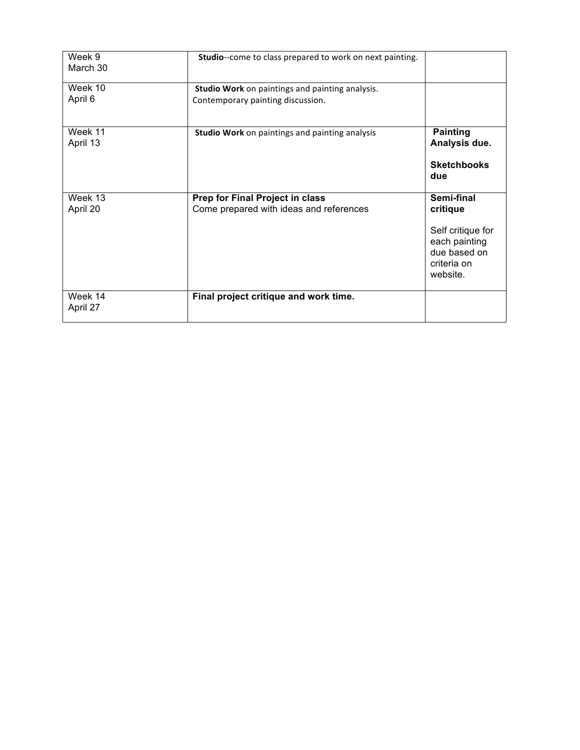| | | |
|---|---|---|
| Week 9<br>March 30 | **Studio**--come to class prepared to work on next painting. | |
| Week 10<br>April 6 | **Studio Work** on paintings and painting analysis.<br>Contemporary painting discussion. | |
| Week 11<br>April 13 | **Studio Work** on paintings and painting analysis | **Painting Analysis due.**<br><br>**Sketchbooks due** |
| Week 13<br>April 20 | **Prep for Final Project in class**<br>Come prepared with ideas and references | **Semi-final critique**<br><br>Self critique for each painting due based on criteria on website. |
| Week 14<br>April 27 | **Final project critique and work time.** | |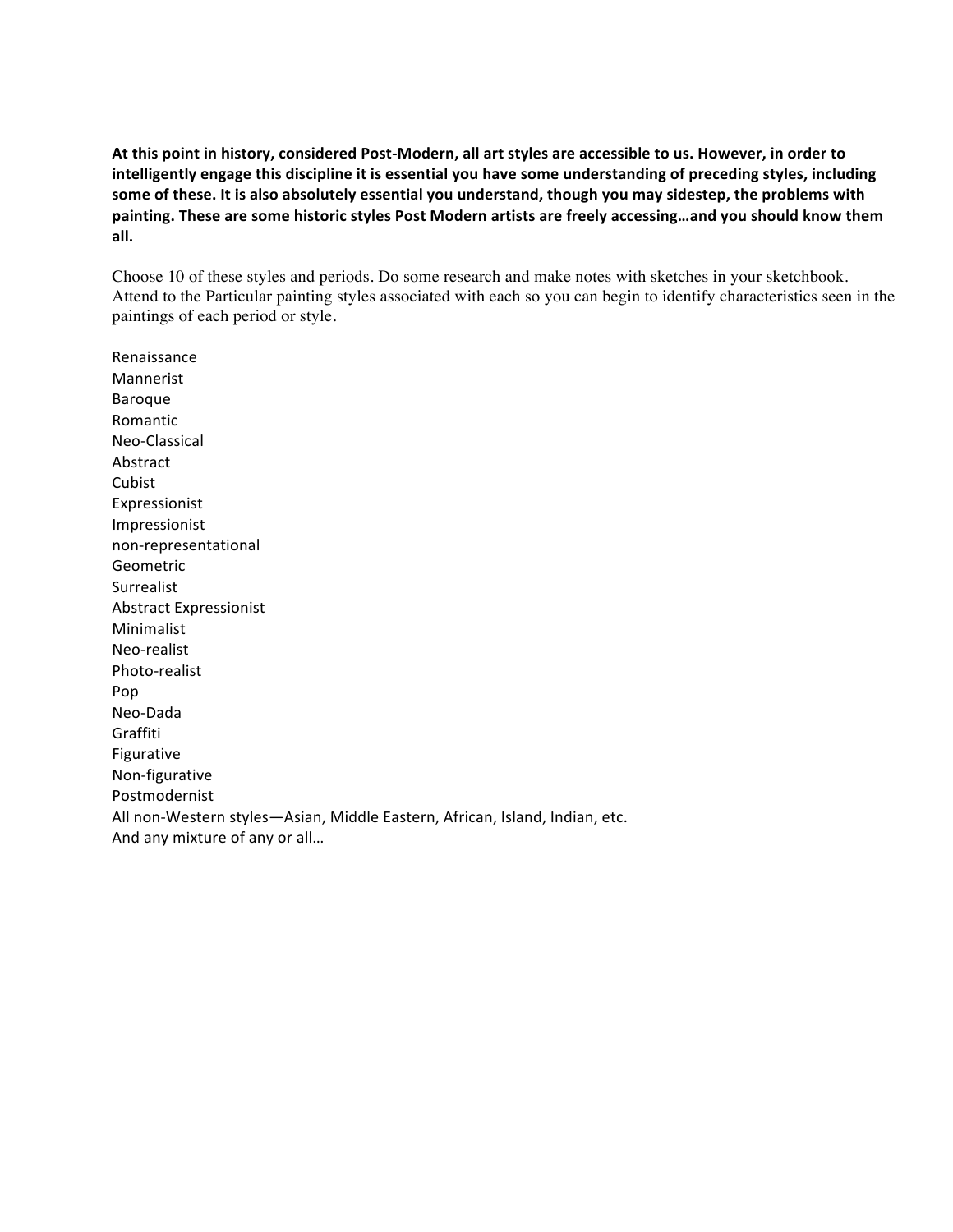**At this point in history, considered Post-Modern, all art styles are accessible to us. However, in order to intelligently engage this discipline it is essential you have some understanding of preceding styles, including some of these. It is also absolutely essential you understand, though you may sidestep, the problems with painting. These are some historic styles Post Modern artists are freely accessing…and you should know them all.**

Choose 10 of these styles and periods. Do some research and make notes with sketches in your sketchbook. Attend to the Particular painting styles associated with each so you can begin to identify characteristics seen in the paintings of each period or style.

Renaissance
Mannerist
Baroque
Romantic
Neo-Classical
Abstract
Cubist
Expressionist
Impressionist
non-representational
Geometric
Surrealist
Abstract Expressionist
Minimalist
Neo-realist
Photo-realist
Pop
Neo-Dada
Graffiti
Figurative
Non-figurative
Postmodernist
All non-Western styles—Asian, Middle Eastern, African, Island, Indian, etc.
And any mixture of any or all…